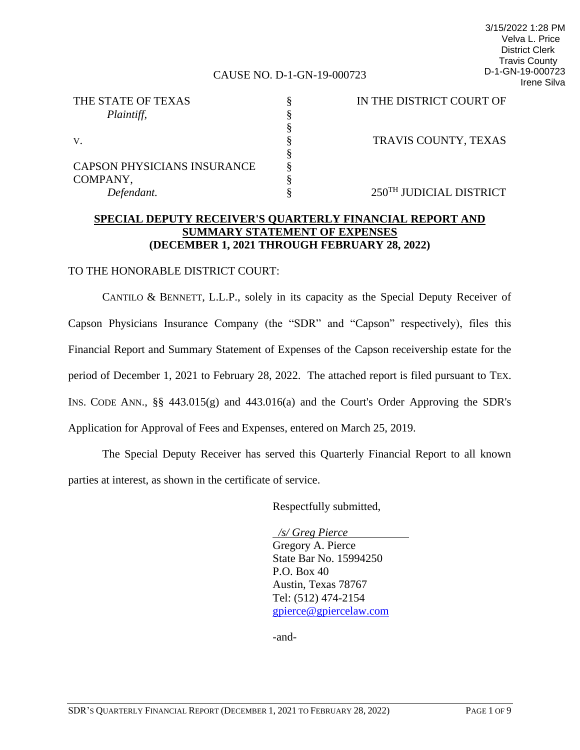3/15/2022 1:28 PM
Velva L. Price
District Clerk
Travis County
D-1-GN-19-000723
Irene Silva

CAUSE NO. D-1-GN-19-000723

| | | |
|---|---|---|
| THE STATE OF TEXAS | § | IN THE DISTRICT COURT OF |
| *Plaintiff,* | § | |
| | § | |
| V. | § | TRAVIS COUNTY, TEXAS |
| | § | |
| CAPSON PHYSICIANS INSURANCE | § | |
| COMPANY, | § | |
| *Defendant.* | § | 250TH JUDICIAL DISTRICT |

**SPECIAL DEPUTY RECEIVER'S QUARTERLY FINANCIAL REPORT AND SUMMARY STATEMENT OF EXPENSES (DECEMBER 1, 2021 THROUGH FEBRUARY 28, 2022)**

TO THE HONORABLE DISTRICT COURT:

CANTILO & BENNETT, L.L.P., solely in its capacity as the Special Deputy Receiver of Capson Physicians Insurance Company (the "SDR" and "Capson" respectively), files this Financial Report and Summary Statement of Expenses of the Capson receivership estate for the period of December 1, 2021 to February 28, 2022. The attached report is filed pursuant to TEX. INS. CODE ANN., §§ 443.015(g) and 443.016(a) and the Court's Order Approving the SDR's Application for Approval of Fees and Expenses, entered on March 25, 2019.

The Special Deputy Receiver has served this Quarterly Financial Report to all known parties at interest, as shown in the certificate of service.

Respectfully submitted,

*/s/ Greg Pierce*
Gregory A. Pierce
State Bar No. 15994250
P.O. Box 40
Austin, Texas 78767
Tel: (512) 474-2154
gpierce@gpiercelaw.com

-and-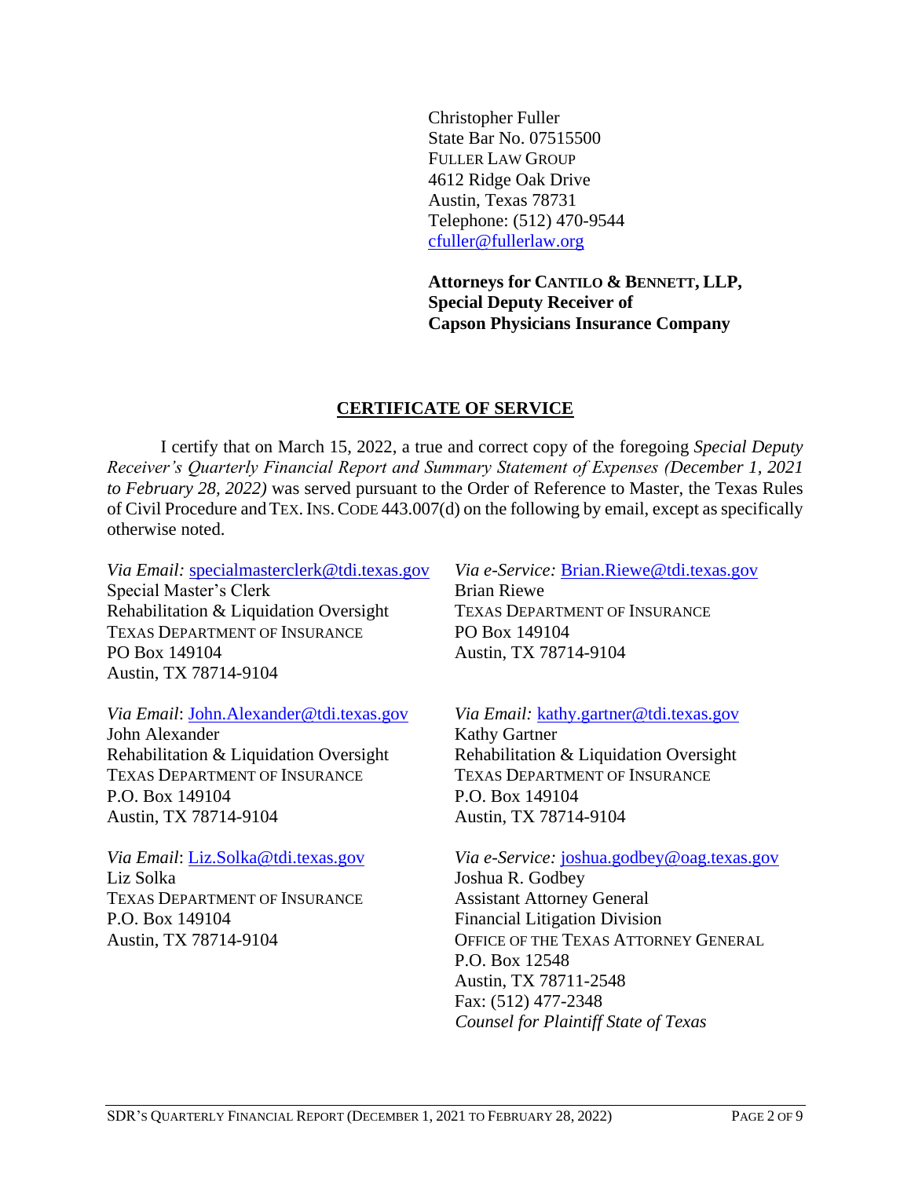Christopher Fuller
State Bar No. 07515500
FULLER LAW GROUP
4612 Ridge Oak Drive
Austin, Texas 78731
Telephone: (512) 470-9544
cfuller@fullerlaw.org

**Attorneys for CANTILO & BENNETT, LLP,**
**Special Deputy Receiver of**
**Capson Physicians Insurance Company**

## CERTIFICATE OF SERVICE

I certify that on March 15, 2022, a true and correct copy of the foregoing *Special Deputy Receiver's Quarterly Financial Report and Summary Statement of Expenses (December 1, 2021 to February 28, 2022)* was served pursuant to the Order of Reference to Master, the Texas Rules of Civil Procedure and TEX. INS. CODE 443.007(d) on the following by email, except as specifically otherwise noted.

*Via Email:* specialmasterclerk@tdi.texas.gov
Special Master's Clerk
Rehabilitation & Liquidation Oversight
TEXAS DEPARTMENT OF INSURANCE
PO Box 149104
Austin, TX 78714-9104

*Via e-Service:* Brian.Riewe@tdi.texas.gov
Brian Riewe
TEXAS DEPARTMENT OF INSURANCE
PO Box 149104
Austin, TX 78714-9104

*Via Email*: John.Alexander@tdi.texas.gov
John Alexander
Rehabilitation & Liquidation Oversight
TEXAS DEPARTMENT OF INSURANCE
P.O. Box 149104
Austin, TX 78714-9104

*Via Email:* kathy.gartner@tdi.texas.gov
Kathy Gartner
Rehabilitation & Liquidation Oversight
TEXAS DEPARTMENT OF INSURANCE
P.O. Box 149104
Austin, TX 78714-9104

*Via Email*: Liz.Solka@tdi.texas.gov
Liz Solka
TEXAS DEPARTMENT OF INSURANCE
P.O. Box 149104
Austin, TX 78714-9104

*Via e-Service:* joshua.godbey@oag.texas.gov
Joshua R. Godbey
Assistant Attorney General
Financial Litigation Division
OFFICE OF THE TEXAS ATTORNEY GENERAL
P.O. Box 12548
Austin, TX 78711-2548
Fax: (512) 477-2348
*Counsel for Plaintiff State of Texas*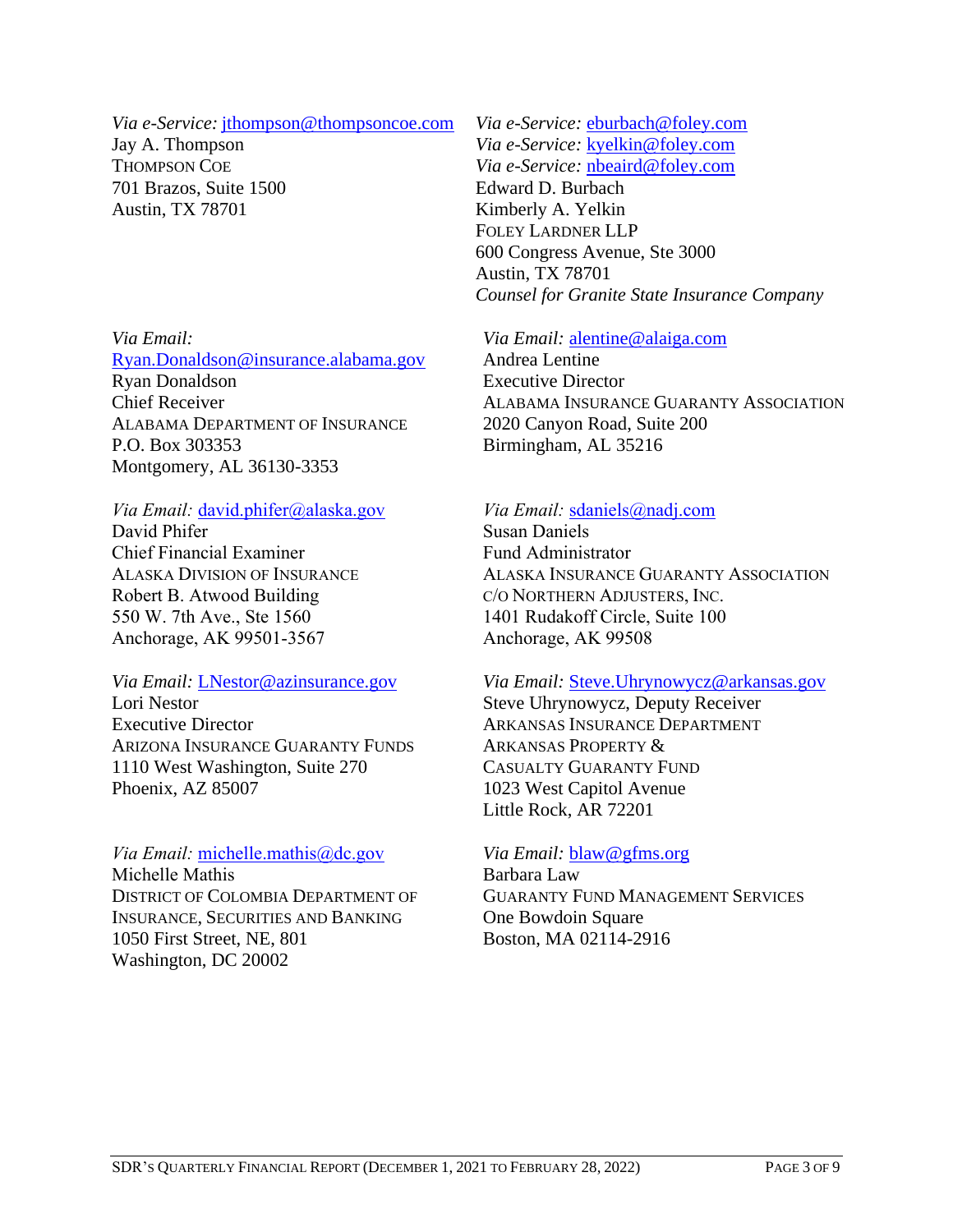*Via e-Service:* jthompson@thompsoncoe.com
Jay A. Thompson
THOMPSON COE
701 Brazos, Suite 1500
Austin, TX 78701

*Via e-Service:* eburbach@foley.com
*Via e-Service:* kyelkin@foley.com
*Via e-Service:* nbeaird@foley.com
Edward D. Burbach
Kimberly A. Yelkin
FOLEY LARDNER LLP
600 Congress Avenue, Ste 3000
Austin, TX 78701
*Counsel for Granite State Insurance Company*

*Via Email:* Ryan.Donaldson@insurance.alabama.gov
Ryan Donaldson
Chief Receiver
ALABAMA DEPARTMENT OF INSURANCE
P.O. Box 303353
Montgomery, AL 36130-3353

*Via Email:* alentine@alaiga.com
Andrea Lentine
Executive Director
ALABAMA INSURANCE GUARANTY ASSOCIATION
2020 Canyon Road, Suite 200
Birmingham, AL 35216

*Via Email:* david.phifer@alaska.gov
David Phifer
Chief Financial Examiner
ALASKA DIVISION OF INSURANCE
Robert B. Atwood Building
550 W. 7th Ave., Ste 1560
Anchorage, AK 99501-3567

*Via Email:* sdaniels@nadj.com
Susan Daniels
Fund Administrator
ALASKA INSURANCE GUARANTY ASSOCIATION
C/O NORTHERN ADJUSTERS, INC.
1401 Rudakoff Circle, Suite 100
Anchorage, AK 99508

*Via Email:* LNestor@azinsurance.gov
Lori Nestor
Executive Director
ARIZONA INSURANCE GUARANTY FUNDS
1110 West Washington, Suite 270
Phoenix, AZ 85007

*Via Email:* Steve.Uhrynowycz@arkansas.gov
Steve Uhrynowycz, Deputy Receiver
ARKANSAS INSURANCE DEPARTMENT
ARKANSAS PROPERTY &
CASUALTY GUARANTY FUND
1023 West Capitol Avenue
Little Rock, AR 72201

*Via Email:* michelle.mathis@dc.gov
Michelle Mathis
DISTRICT OF COLOMBIA DEPARTMENT OF
INSURANCE, SECURITIES AND BANKING
1050 First Street, NE, 801
Washington, DC 20002

*Via Email:* blaw@gfms.org
Barbara Law
GUARANTY FUND MANAGEMENT SERVICES
One Bowdoin Square
Boston, MA 02114-2916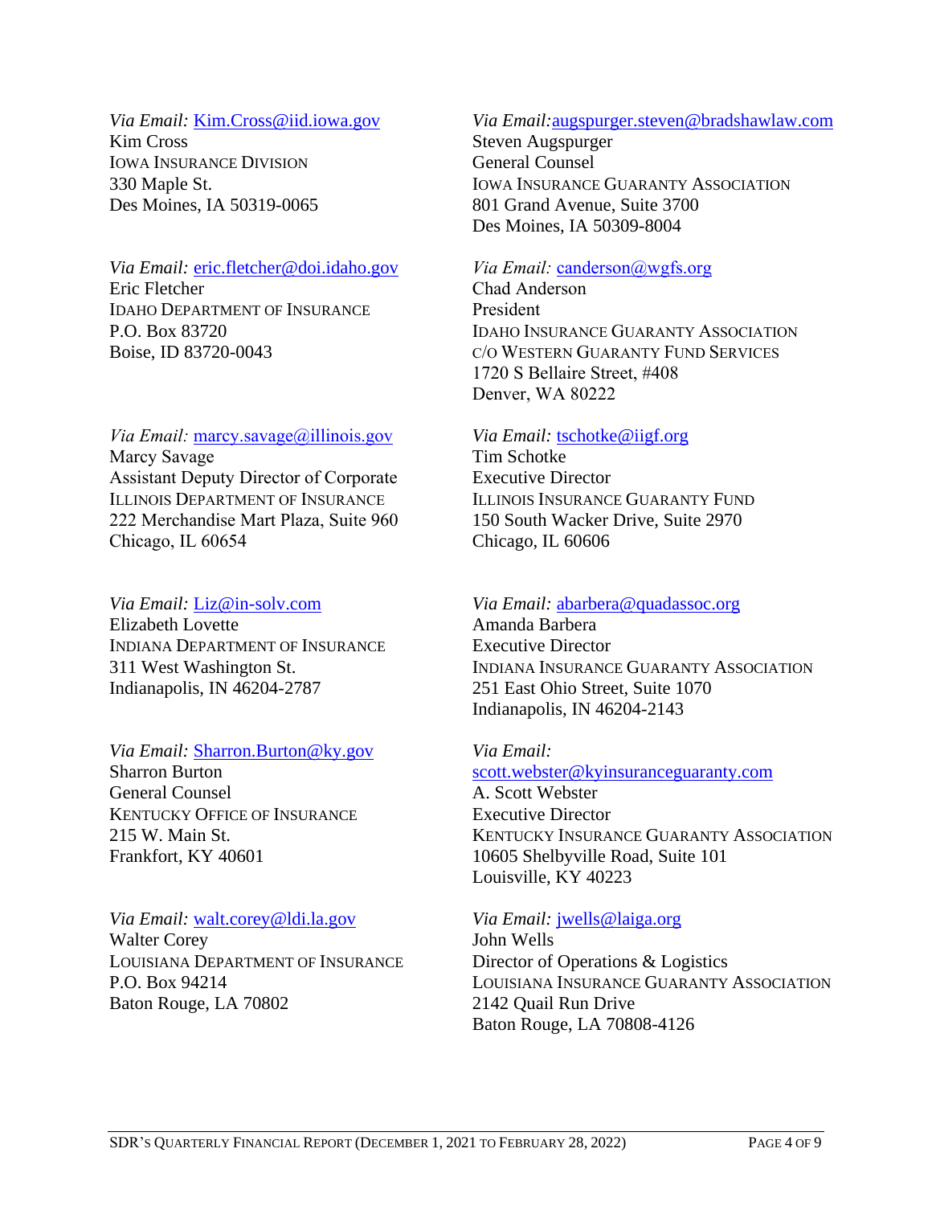*Via Email:* Kim.Cross@iid.iowa.gov
Kim Cross
IOWA INSURANCE DIVISION
330 Maple St.
Des Moines, IA 50319-0065

*Via Email:* augspurger.steven@bradshawlaw.com
Steven Augspurger
General Counsel
IOWA INSURANCE GUARANTY ASSOCIATION
801 Grand Avenue, Suite 3700
Des Moines, IA 50309-8004

*Via Email:* eric.fletcher@doi.idaho.gov
Eric Fletcher
IDAHO DEPARTMENT OF INSURANCE
P.O. Box 83720
Boise, ID 83720-0043

*Via Email:* canderson@wgfs.org
Chad Anderson
President
IDAHO INSURANCE GUARANTY ASSOCIATION
C/O WESTERN GUARANTY FUND SERVICES
1720 S Bellaire Street, #408
Denver, WA 80222

*Via Email:* marcy.savage@illinois.gov
Marcy Savage
Assistant Deputy Director of Corporate
ILLINOIS DEPARTMENT OF INSURANCE
222 Merchandise Mart Plaza, Suite 960
Chicago, IL 60654

*Via Email:* tschotke@iigf.org
Tim Schotke
Executive Director
ILLINOIS INSURANCE GUARANTY FUND
150 South Wacker Drive, Suite 2970
Chicago, IL 60606

*Via Email:* Liz@in-solv.com
Elizabeth Lovette
INDIANA DEPARTMENT OF INSURANCE
311 West Washington St.
Indianapolis, IN 46204-2787

*Via Email:* abarbera@quadassoc.org
Amanda Barbera
Executive Director
INDIANA INSURANCE GUARANTY ASSOCIATION
251 East Ohio Street, Suite 1070
Indianapolis, IN 46204-2143

*Via Email:* Sharron.Burton@ky.gov
Sharron Burton
General Counsel
KENTUCKY OFFICE OF INSURANCE
215 W. Main St.
Frankfort, KY 40601

*Via Email:* scott.webster@kyinsuranceguaranty.com
A. Scott Webster
Executive Director
KENTUCKY INSURANCE GUARANTY ASSOCIATION
10605 Shelbyville Road, Suite 101
Louisville, KY 40223

*Via Email:* walt.corey@ldi.la.gov
Walter Corey
LOUISIANA DEPARTMENT OF INSURANCE
P.O. Box 94214
Baton Rouge, LA 70802

*Via Email:* jwells@laiga.org
John Wells
Director of Operations & Logistics
LOUISIANA INSURANCE GUARANTY ASSOCIATION
2142 Quail Run Drive
Baton Rouge, LA 70808-4126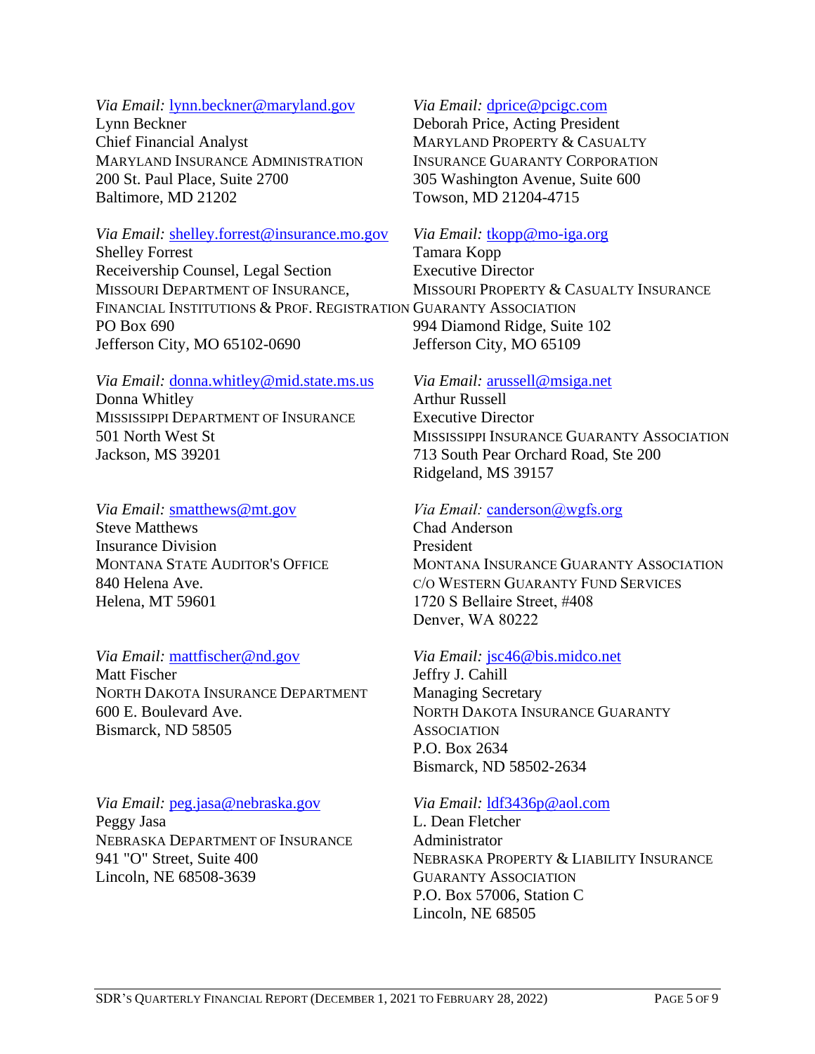*Via Email:* lynn.beckner@maryland.gov
Lynn Beckner
Chief Financial Analyst
MARYLAND INSURANCE ADMINISTRATION
200 St. Paul Place, Suite 2700
Baltimore, MD 21202

*Via Email:* dprice@pcigc.com
Deborah Price, Acting President
MARYLAND PROPERTY & CASUALTY INSURANCE GUARANTY CORPORATION
305 Washington Avenue, Suite 600
Towson, MD 21204-4715

*Via Email:* shelley.forrest@insurance.mo.gov
Shelley Forrest
Receivership Counsel, Legal Section
MISSOURI DEPARTMENT OF INSURANCE, FINANCIAL INSTITUTIONS & PROF. REGISTRATION
PO Box 690
Jefferson City, MO 65102-0690

*Via Email:* tkopp@mo-iga.org
Tamara Kopp
Executive Director
MISSOURI PROPERTY & CASUALTY INSURANCE GUARANTY ASSOCIATION
994 Diamond Ridge, Suite 102
Jefferson City, MO 65109

*Via Email:* donna.whitley@mid.state.ms.us
Donna Whitley
MISSISSIPPI DEPARTMENT OF INSURANCE
501 North West St
Jackson, MS 39201

*Via Email:* arussell@msiga.net
Arthur Russell
Executive Director
MISSISSIPPI INSURANCE GUARANTY ASSOCIATION
713 South Pear Orchard Road, Ste 200
Ridgeland, MS 39157

*Via Email:* smatthews@mt.gov
Steve Matthews
Insurance Division
MONTANA STATE AUDITOR'S OFFICE
840 Helena Ave.
Helena, MT 59601

*Via Email:* canderson@wgfs.org
Chad Anderson
President
MONTANA INSURANCE GUARANTY ASSOCIATION
C/O WESTERN GUARANTY FUND SERVICES
1720 S Bellaire Street, #408
Denver, WA 80222

*Via Email:* mattfischer@nd.gov
Matt Fischer
NORTH DAKOTA INSURANCE DEPARTMENT
600 E. Boulevard Ave.
Bismarck, ND 58505

*Via Email:* jsc46@bis.midco.net
Jeffry J. Cahill
Managing Secretary
NORTH DAKOTA INSURANCE GUARANTY ASSOCIATION
P.O. Box 2634
Bismarck, ND 58502-2634

*Via Email:* peg.jasa@nebraska.gov
Peggy Jasa
NEBRASKA DEPARTMENT OF INSURANCE
941 "O" Street, Suite 400
Lincoln, NE 68508-3639

*Via Email:* ldf3436p@aol.com
L. Dean Fletcher
Administrator
NEBRASKA PROPERTY & LIABILITY INSURANCE GUARANTY ASSOCIATION
P.O. Box 57006, Station C
Lincoln, NE 68505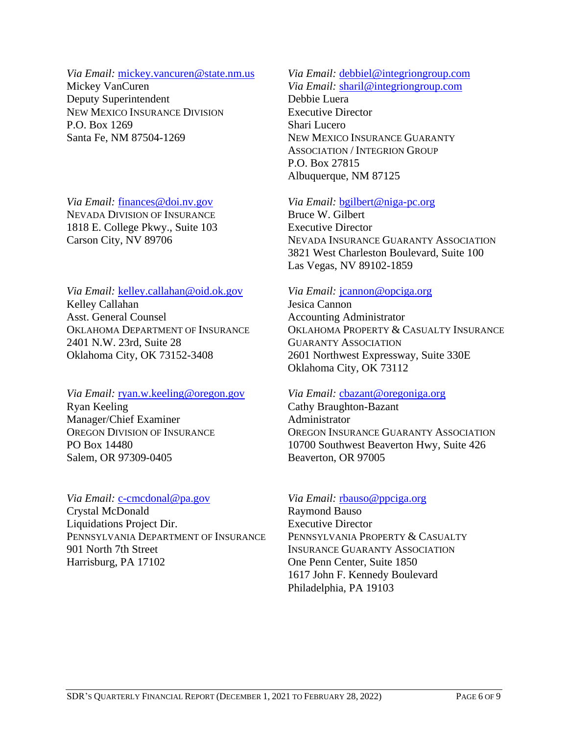*Via Email:* mickey.vancuren@state.nm.us
Mickey VanCuren
Deputy Superintendent
NEW MEXICO INSURANCE DIVISION
P.O. Box 1269
Santa Fe, NM 87504-1269

*Via Email:* debbiel@integriongroup.com
*Via Email:* sharil@integriongroup.com
Debbie Luera
Executive Director
Shari Lucero
NEW MEXICO INSURANCE GUARANTY ASSOCIATION / INTEGRION GROUP
P.O. Box 27815
Albuquerque, NM 87125

*Via Email:* finances@doi.nv.gov
NEVADA DIVISION OF INSURANCE
1818 E. College Pkwy., Suite 103
Carson City, NV 89706

*Via Email:* bgilbert@niga-pc.org
Bruce W. Gilbert
Executive Director
NEVADA INSURANCE GUARANTY ASSOCIATION
3821 West Charleston Boulevard, Suite 100
Las Vegas, NV 89102-1859

*Via Email:* kelley.callahan@oid.ok.gov
Kelley Callahan
Asst. General Counsel
OKLAHOMA DEPARTMENT OF INSURANCE
2401 N.W. 23rd, Suite 28
Oklahoma City, OK 73152-3408

*Via Email:* jcannon@opciga.org
Jesica Cannon
Accounting Administrator
OKLAHOMA PROPERTY & CASUALTY INSURANCE GUARANTY ASSOCIATION
2601 Northwest Expressway, Suite 330E
Oklahoma City, OK 73112

*Via Email:* ryan.w.keeling@oregon.gov
Ryan Keeling
Manager/Chief Examiner
OREGON DIVISION OF INSURANCE
PO Box 14480
Salem, OR 97309-0405

*Via Email:* cbazant@oregoniga.org
Cathy Braughton-Bazant
Administrator
OREGON INSURANCE GUARANTY ASSOCIATION
10700 Southwest Beaverton Hwy, Suite 426
Beaverton, OR 97005

*Via Email:* c-cmcdonal@pa.gov
Crystal McDonald
Liquidations Project Dir.
PENNSYLVANIA DEPARTMENT OF INSURANCE
901 North 7th Street
Harrisburg, PA 17102

*Via Email:* rbauso@ppciga.org
Raymond Bauso
Executive Director
PENNSYLVANIA PROPERTY & CASUALTY INSURANCE GUARANTY ASSOCIATION
One Penn Center, Suite 1850
1617 John F. Kennedy Boulevard
Philadelphia, PA 19103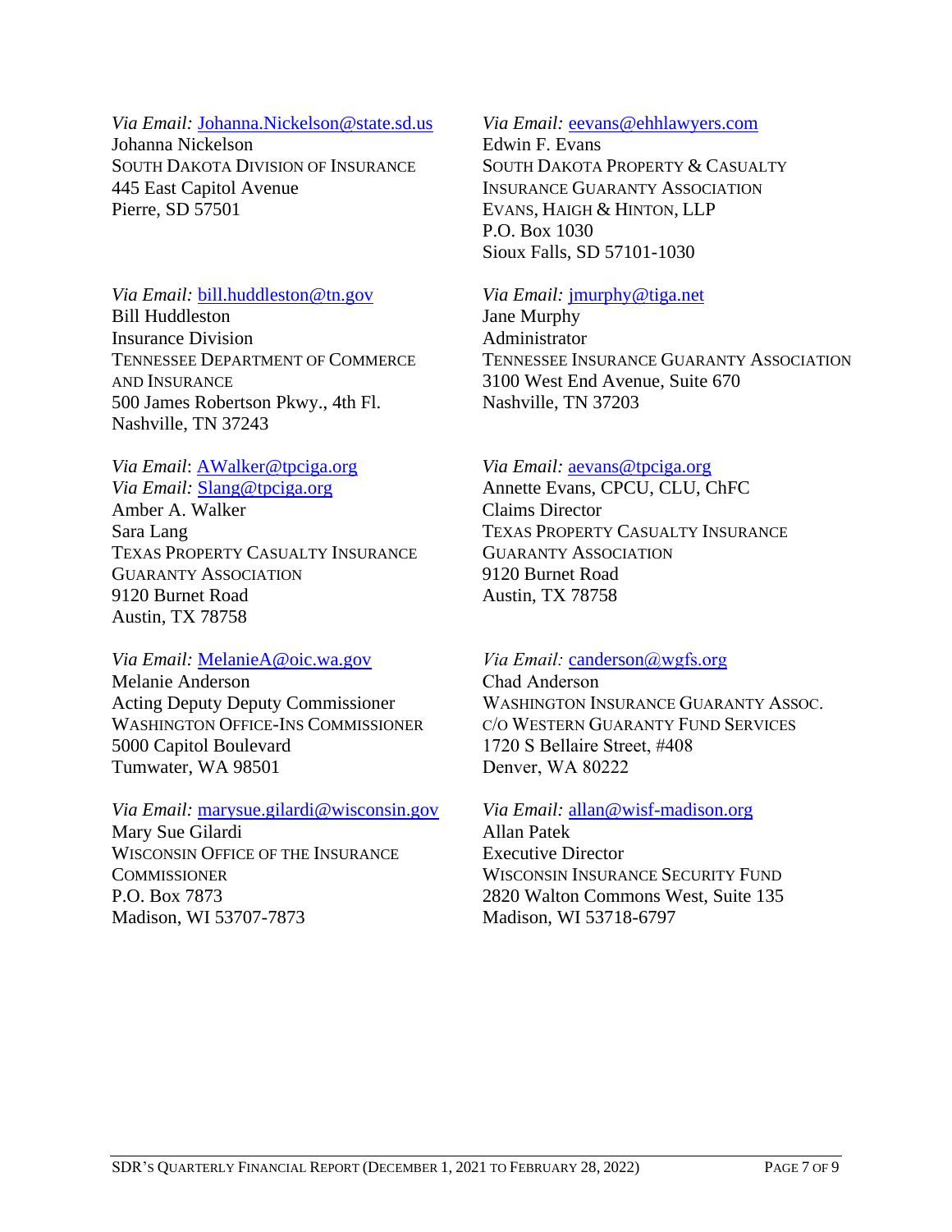*Via Email:* Johanna.Nickelson@state.sd.us
Johanna Nickelson
SOUTH DAKOTA DIVISION OF INSURANCE
445 East Capitol Avenue
Pierre, SD 57501

*Via Email:* eevans@ehhlawyers.com
Edwin F. Evans
SOUTH DAKOTA PROPERTY & CASUALTY INSURANCE GUARANTY ASSOCIATION
EVANS, HAIGH & HINTON, LLP
P.O. Box 1030
Sioux Falls, SD 57101-1030

*Via Email:* bill.huddleston@tn.gov
Bill Huddleston
Insurance Division
TENNESSEE DEPARTMENT OF COMMERCE AND INSURANCE
500 James Robertson Pkwy., 4th Fl.
Nashville, TN 37243

*Via Email:* jmurphy@tiga.net
Jane Murphy
Administrator
TENNESSEE INSURANCE GUARANTY ASSOCIATION
3100 West End Avenue, Suite 670
Nashville, TN 37203

*Via Email*: AWalker@tpciga.org
*Via Email:* Slang@tpciga.org
Amber A. Walker
Sara Lang
TEXAS PROPERTY CASUALTY INSURANCE GUARANTY ASSOCIATION
9120 Burnet Road
Austin, TX 78758

*Via Email:* aevans@tpciga.org
Annette Evans, CPCU, CLU, ChFC
Claims Director
TEXAS PROPERTY CASUALTY INSURANCE GUARANTY ASSOCIATION
9120 Burnet Road
Austin, TX 78758

*Via Email:* MelanieA@oic.wa.gov
Melanie Anderson
Acting Deputy Deputy Commissioner
WASHINGTON OFFICE-INS COMMISSIONER
5000 Capitol Boulevard
Tumwater, WA 98501

*Via Email:* canderson@wgfs.org
Chad Anderson
WASHINGTON INSURANCE GUARANTY ASSOC.
C/O WESTERN GUARANTY FUND SERVICES
1720 S Bellaire Street, #408
Denver, WA 80222

*Via Email:* marysue.gilardi@wisconsin.gov
Mary Sue Gilardi
WISCONSIN OFFICE OF THE INSURANCE COMMISSIONER
P.O. Box 7873
Madison, WI 53707-7873

*Via Email:* allan@wisf-madison.org
Allan Patek
Executive Director
WISCONSIN INSURANCE SECURITY FUND
2820 Walton Commons West, Suite 135
Madison, WI 53718-6797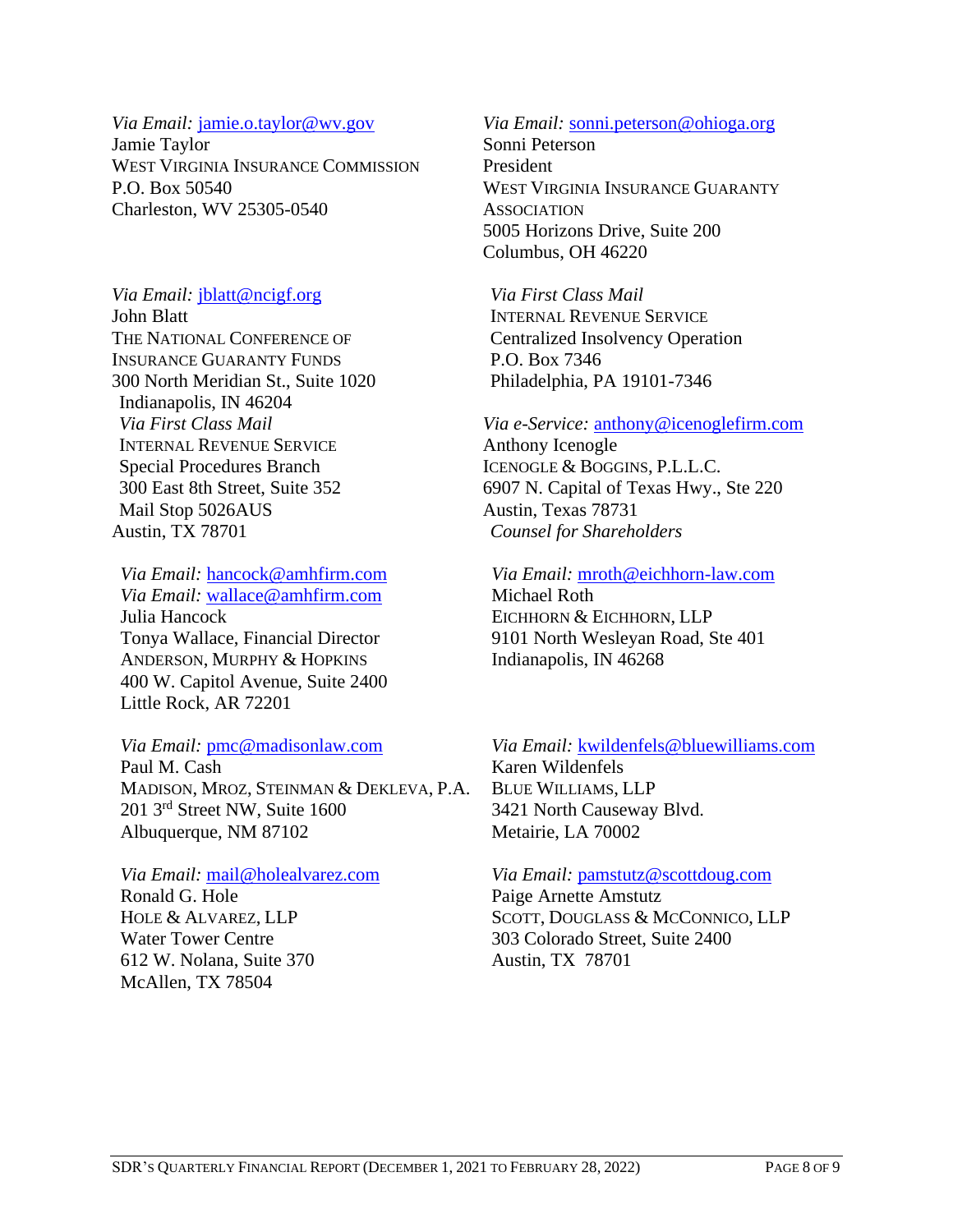*Via Email:* jamie.o.taylor@wv.gov
Jamie Taylor
WEST VIRGINIA INSURANCE COMMISSION
P.O. Box 50540
Charleston, WV 25305-0540

*Via Email:* sonni.peterson@ohioga.org
Sonni Peterson
President
WEST VIRGINIA INSURANCE GUARANTY ASSOCIATION
5005 Horizons Drive, Suite 200
Columbus, OH 46220

*Via Email:* jblatt@ncigf.org
John Blatt
THE NATIONAL CONFERENCE OF INSURANCE GUARANTY FUNDS
300 North Meridian St., Suite 1020
Indianapolis, IN 46204

*Via First Class Mail*
INTERNAL REVENUE SERVICE
Centralized Insolvency Operation
P.O. Box 7346
Philadelphia, PA 19101-7346

*Via First Class Mail*
INTERNAL REVENUE SERVICE
Special Procedures Branch
300 East 8th Street, Suite 352
Mail Stop 5026AUS
Austin, TX 78701

*Via e-Service:* anthony@icenoglefirm.com
Anthony Icenogle
ICENOGLE & BOGGINS, P.L.L.C.
6907 N. Capital of Texas Hwy., Ste 220
Austin, Texas 78731
*Counsel for Shareholders*

*Via Email:* hancock@amhfirm.com
*Via Email:* wallace@amhfirm.com
Julia Hancock
Tonya Wallace, Financial Director
ANDERSON, MURPHY & HOPKINS
400 W. Capitol Avenue, Suite 2400
Little Rock, AR 72201

*Via Email:* mroth@eichhorn-law.com
Michael Roth
EICHHORN & EICHHORN, LLP
9101 North Wesleyan Road, Ste 401
Indianapolis, IN 46268

*Via Email:* pmc@madisonlaw.com
Paul M. Cash
MADISON, MROZ, STEINMAN & DEKLEVA, P.A.
201 3rd Street NW, Suite 1600
Albuquerque, NM 87102

*Via Email:* kwildenfels@bluewilliams.com
Karen Wildenfels
BLUE WILLIAMS, LLP
3421 North Causeway Blvd.
Metairie, LA 70002

*Via Email:* mail@holealvarez.com
Ronald G. Hole
HOLE & ALVAREZ, LLP
Water Tower Centre
612 W. Nolana, Suite 370
McAllen, TX 78504

*Via Email:* pamstutz@scottdoug.com
Paige Arnette Amstutz
SCOTT, DOUGLASS & MCCONNICO, LLP
303 Colorado Street, Suite 2400
Austin, TX 78701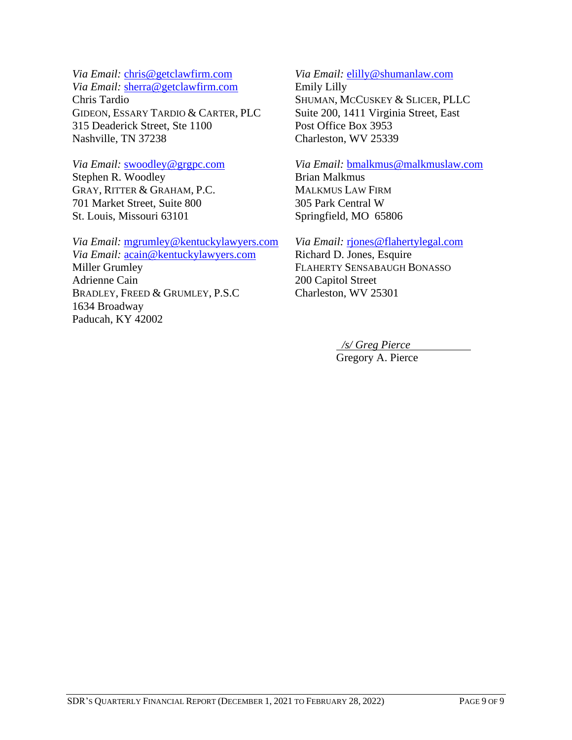*Via Email:* chris@getclawfirm.com
*Via Email:* sherra@getclawfirm.com
Chris Tardio
GIDEON, ESSARY TARDIO & CARTER, PLC
315 Deaderick Street, Ste 1100
Nashville, TN 37238

*Via Email:* swoodley@grgpc.com
Stephen R. Woodley
GRAY, RITTER & GRAHAM, P.C.
701 Market Street, Suite 800
St. Louis, Missouri 63101

*Via Email:* mgrumley@kentuckylawyers.com
*Via Email:* acain@kentuckylawyers.com
Miller Grumley
Adrienne Cain
BRADLEY, FREED & GRUMLEY, P.S.C
1634 Broadway
Paducah, KY 42002

*Via Email:* elilly@shumanlaw.com
Emily Lilly
SHUMAN, MCCUSKEY & SLICER, PLLC
Suite 200, 1411 Virginia Street, East
Post Office Box 3953
Charleston, WV 25339

*Via Email:* bmalkmus@malkmuslaw.com
Brian Malkmus
MALKMUS LAW FIRM
305 Park Central W
Springfield, MO 65806

*Via Email:* rjones@flahertylegal.com
Richard D. Jones, Esquire
FLAHERTY SENSABAUGH BONASSO
200 Capitol Street
Charleston, WV 25301

*/s/ Greg Pierce*
Gregory A. Pierce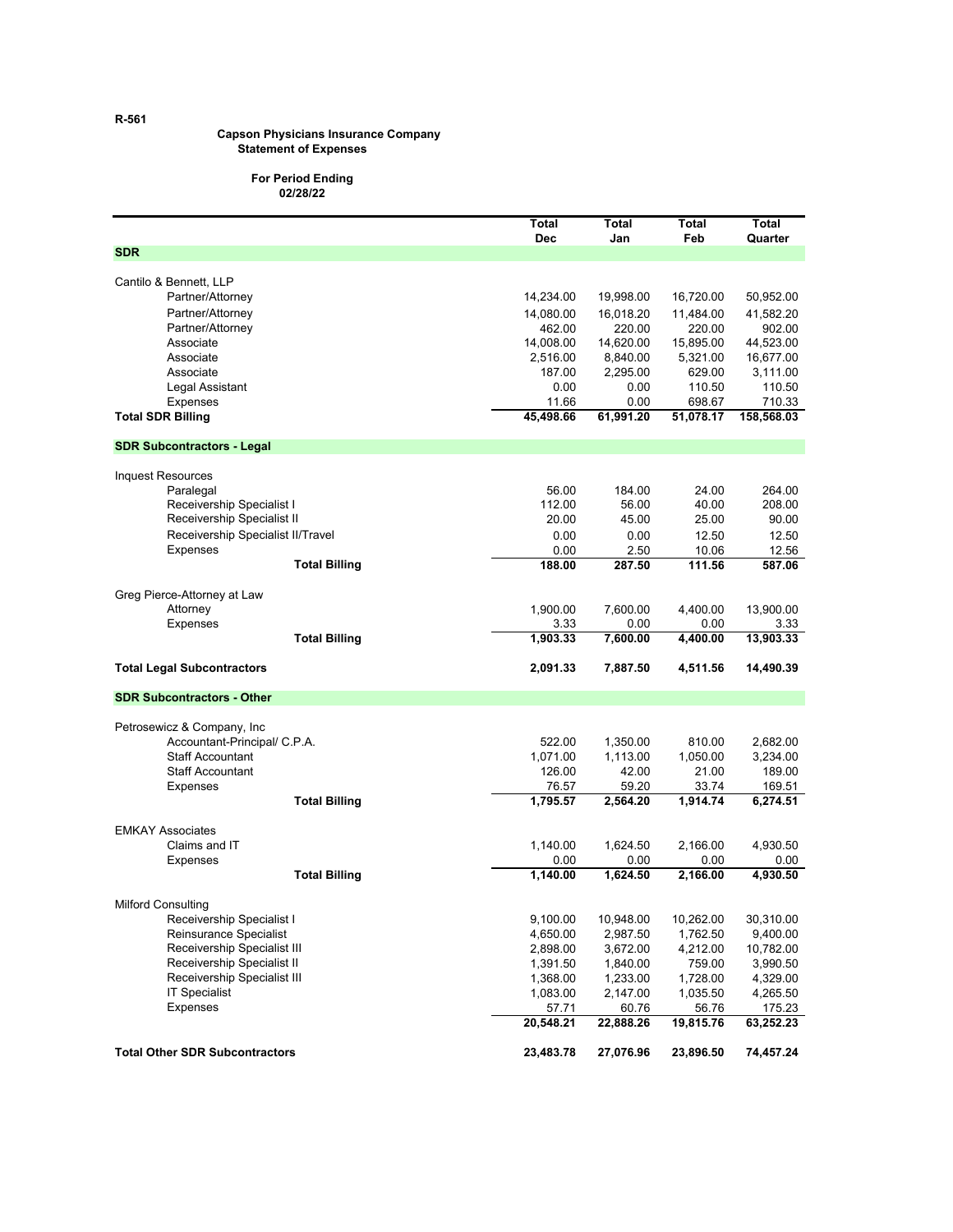R-561

**Capson Physicians Insurance Company**
**Statement of Expenses**

**For Period Ending**
**02/28/22**

| | Total Dec | Total Jan | Total Feb | Total Quarter |
|---|---|---|---|---|
| **SDR** | | | | |
| Cantilo & Bennett, LLP | | | | |
| Partner/Attorney | 14,234.00 | 19,998.00 | 16,720.00 | 50,952.00 |
| Partner/Attorney | 14,080.00 | 16,018.20 | 11,484.00 | 41,582.20 |
| Partner/Attorney | 462.00 | 220.00 | 220.00 | 902.00 |
| Associate | 14,008.00 | 14,620.00 | 15,895.00 | 44,523.00 |
| Associate | 2,516.00 | 8,840.00 | 5,321.00 | 16,677.00 |
| Associate | 187.00 | 2,295.00 | 629.00 | 3,111.00 |
| Legal Assistant | 0.00 | 0.00 | 110.50 | 110.50 |
| Expenses | 11.66 | 0.00 | 698.67 | 710.33 |
| **Total SDR Billing** | **45,498.66** | **61,991.20** | **51,078.17** | **158,568.03** |
| **SDR Subcontractors - Legal** | | | | |
| Inquest Resources | | | | |
| Paralegal | 56.00 | 184.00 | 24.00 | 264.00 |
| Receivership Specialist I | 112.00 | 56.00 | 40.00 | 208.00 |
| Receivership Specialist II | 20.00 | 45.00 | 25.00 | 90.00 |
| Receivership Specialist II/Travel | 0.00 | 0.00 | 12.50 | 12.50 |
| Expenses | 0.00 | 2.50 | 10.06 | 12.56 |
| **Total Billing** | **188.00** | **287.50** | **111.56** | **587.06** |
| Greg Pierce-Attorney at Law | | | | |
| Attorney | 1,900.00 | 7,600.00 | 4,400.00 | 13,900.00 |
| Expenses | 3.33 | 0.00 | 0.00 | 3.33 |
| **Total Billing** | **1,903.33** | **7,600.00** | **4,400.00** | **13,903.33** |
| **Total Legal Subcontractors** | **2,091.33** | **7,887.50** | **4,511.56** | **14,490.39** |
| **SDR Subcontractors - Other** | | | | |
| Petrosewicz & Company, Inc | | | | |
| Accountant-Principal/ C.P.A. | 522.00 | 1,350.00 | 810.00 | 2,682.00 |
| Staff Accountant | 1,071.00 | 1,113.00 | 1,050.00 | 3,234.00 |
| Staff Accountant | 126.00 | 42.00 | 21.00 | 189.00 |
| Expenses | 76.57 | 59.20 | 33.74 | 169.51 |
| **Total Billing** | **1,795.57** | **2,564.20** | **1,914.74** | **6,274.51** |
| EMKAY Associates | | | | |
| Claims and IT | 1,140.00 | 1,624.50 | 2,166.00 | 4,930.50 |
| Expenses | 0.00 | 0.00 | 0.00 | 0.00 |
| **Total Billing** | **1,140.00** | **1,624.50** | **2,166.00** | **4,930.50** |
| Milford Consulting | | | | |
| Receivership Specialist I | 9,100.00 | 10,948.00 | 10,262.00 | 30,310.00 |
| Reinsurance Specialist | 4,650.00 | 2,987.50 | 1,762.50 | 9,400.00 |
| Receivership Specialist III | 2,898.00 | 3,672.00 | 4,212.00 | 10,782.00 |
| Receivership Specialist II | 1,391.50 | 1,840.00 | 759.00 | 3,990.50 |
| Receivership Specialist III | 1,368.00 | 1,233.00 | 1,728.00 | 4,329.00 |
| IT Specialist | 1,083.00 | 2,147.00 | 1,035.50 | 4,265.50 |
| Expenses | 57.71 | 60.76 | 56.76 | 175.23 |
| | **20,548.21** | **22,888.26** | **19,815.76** | **63,252.23** |
| **Total Other SDR Subcontractors** | **23,483.78** | **27,076.96** | **23,896.50** | **74,457.24** |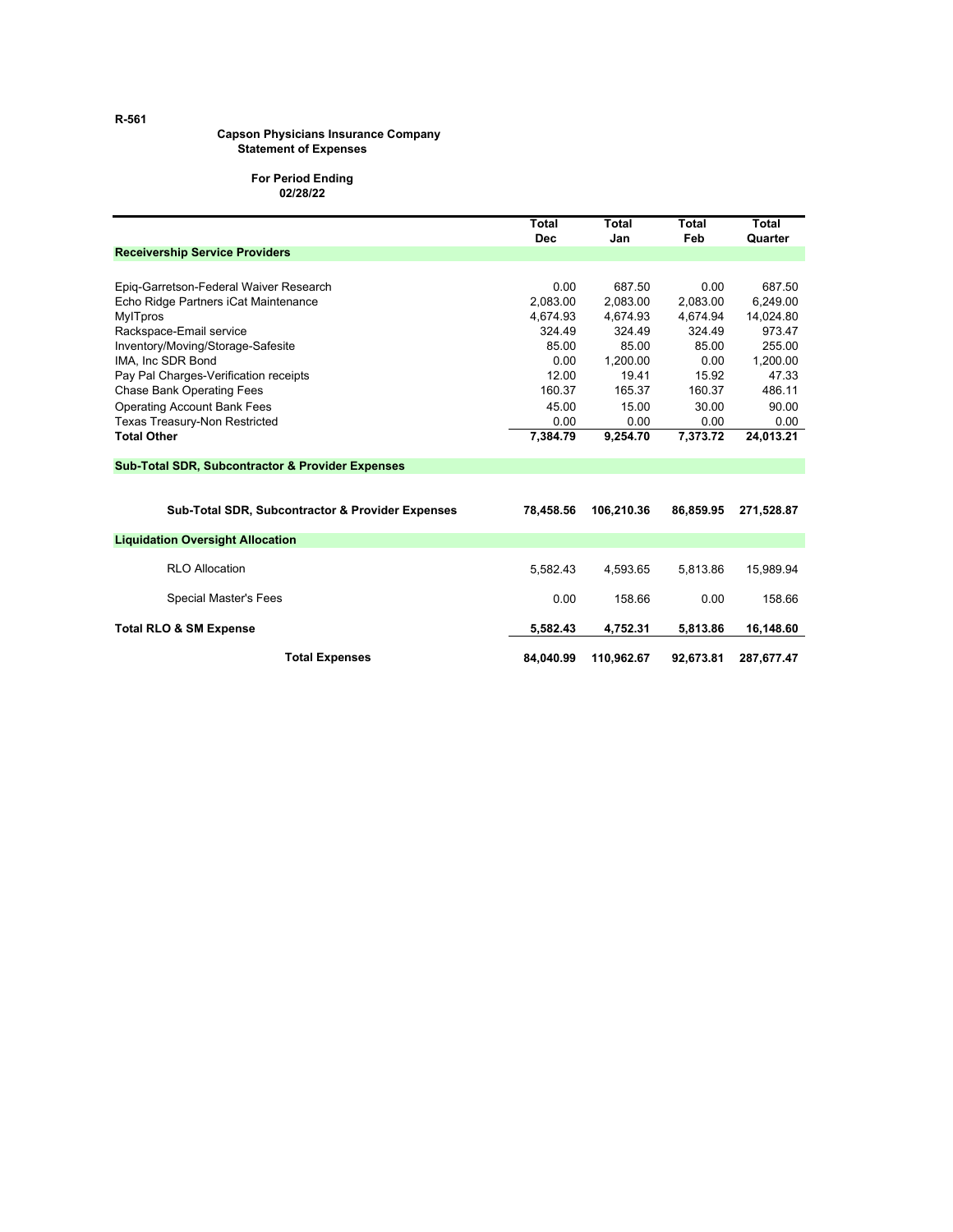R-561

**Capson Physicians Insurance Company**
**Statement of Expenses**

**For Period Ending**
**02/28/22**

| | Total Dec | Total Jan | Total Feb | Total Quarter |
|---|---|---|---|---|
| **Receivership Service Providers** | | | | |
| Epiq-Garretson-Federal Waiver Research | 0.00 | 687.50 | 0.00 | 687.50 |
| Echo Ridge Partners iCat Maintenance | 2,083.00 | 2,083.00 | 2,083.00 | 6,249.00 |
| MyITpros | 4,674.93 | 4,674.93 | 4,674.94 | 14,024.80 |
| Rackspace-Email service | 324.49 | 324.49 | 324.49 | 973.47 |
| Inventory/Moving/Storage-Safesite | 85.00 | 85.00 | 85.00 | 255.00 |
| IMA, Inc SDR Bond | 0.00 | 1,200.00 | 0.00 | 1,200.00 |
| Pay Pal Charges-Verification receipts | 12.00 | 19.41 | 15.92 | 47.33 |
| Chase Bank Operating Fees | 160.37 | 165.37 | 160.37 | 486.11 |
| Operating Account Bank Fees | 45.00 | 15.00 | 30.00 | 90.00 |
| Texas Treasury-Non Restricted | 0.00 | 0.00 | 0.00 | 0.00 |
| **Total Other** | **7,384.79** | **9,254.70** | **7,373.72** | **24,013.21** |
| **Sub-Total SDR, Subcontractor & Provider Expenses** | | | | |
| **Sub-Total SDR, Subcontractor & Provider Expenses** | **78,458.56** | **106,210.36** | **86,859.95** | **271,528.87** |
| **Liquidation Oversight Allocation** | | | | |
| RLO Allocation | 5,582.43 | 4,593.65 | 5,813.86 | 15,989.94 |
| Special Master's Fees | 0.00 | 158.66 | 0.00 | 158.66 |
| **Total RLO & SM Expense** | **5,582.43** | **4,752.31** | **5,813.86** | **16,148.60** |
| **Total Expenses** | **84,040.99** | **110,962.67** | **92,673.81** | **287,677.47** |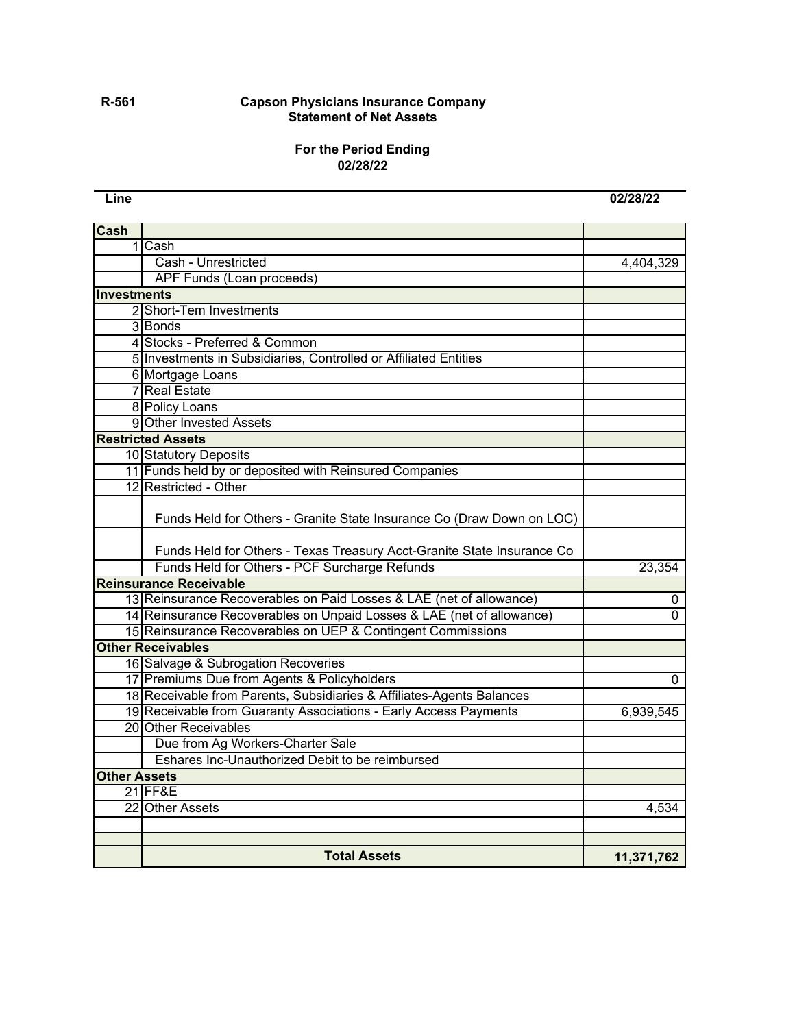R-561

**Capson Physicians Insurance Company**
**Statement of Net Assets**

**For the Period Ending**
**02/28/22**

| Line | | 02/28/22 |
|---|---|---|
| **Cash** | | |
| 1 | Cash | |
| | Cash - Unrestricted | 4,404,329 |
| | APF Funds (Loan proceeds) | |
| **Investments** | | |
| 2 | Short-Tem Investments | |
| 3 | Bonds | |
| 4 | Stocks - Preferred & Common | |
| 5 | Investments in Subsidiaries, Controlled or Affiliated Entities | |
| 6 | Mortgage Loans | |
| 7 | Real Estate | |
| 8 | Policy Loans | |
| 9 | Other Invested Assets | |
| **Restricted Assets** | | |
| 10 | Statutory Deposits | |
| 11 | Funds held by or deposited with Reinsured Companies | |
| 12 | Restricted - Other | |
| | Funds Held for Others - Granite State Insurance Co (Draw Down on LOC) | |
| | Funds Held for Others - Texas Treasury Acct-Granite State Insurance Co | |
| | Funds Held for Others - PCF Surcharge Refunds | 23,354 |
| **Reinsurance Receivable** | | |
| 13 | Reinsurance Recoverables on Paid Losses & LAE (net of allowance) | 0 |
| 14 | Reinsurance Recoverables on Unpaid Losses & LAE (net of allowance) | 0 |
| 15 | Reinsurance Recoverables on UEP & Contingent Commissions | |
| **Other Receivables** | | |
| 16 | Salvage & Subrogation Recoveries | |
| 17 | Premiums Due from Agents & Policyholders | 0 |
| 18 | Receivable from Parents, Subsidiaries & Affiliates-Agents Balances | |
| 19 | Receivable from Guaranty Associations - Early Access Payments | 6,939,545 |
| 20 | Other Receivables | |
| | Due from Ag Workers-Charter Sale | |
| | Eshares Inc-Unauthorized Debit to be reimbursed | |
| **Other Assets** | | |
| 21 | FF&E | |
| 22 | Other Assets | 4,534 |
| | | |
| | | |
| | **Total Assets** | **11,371,762** |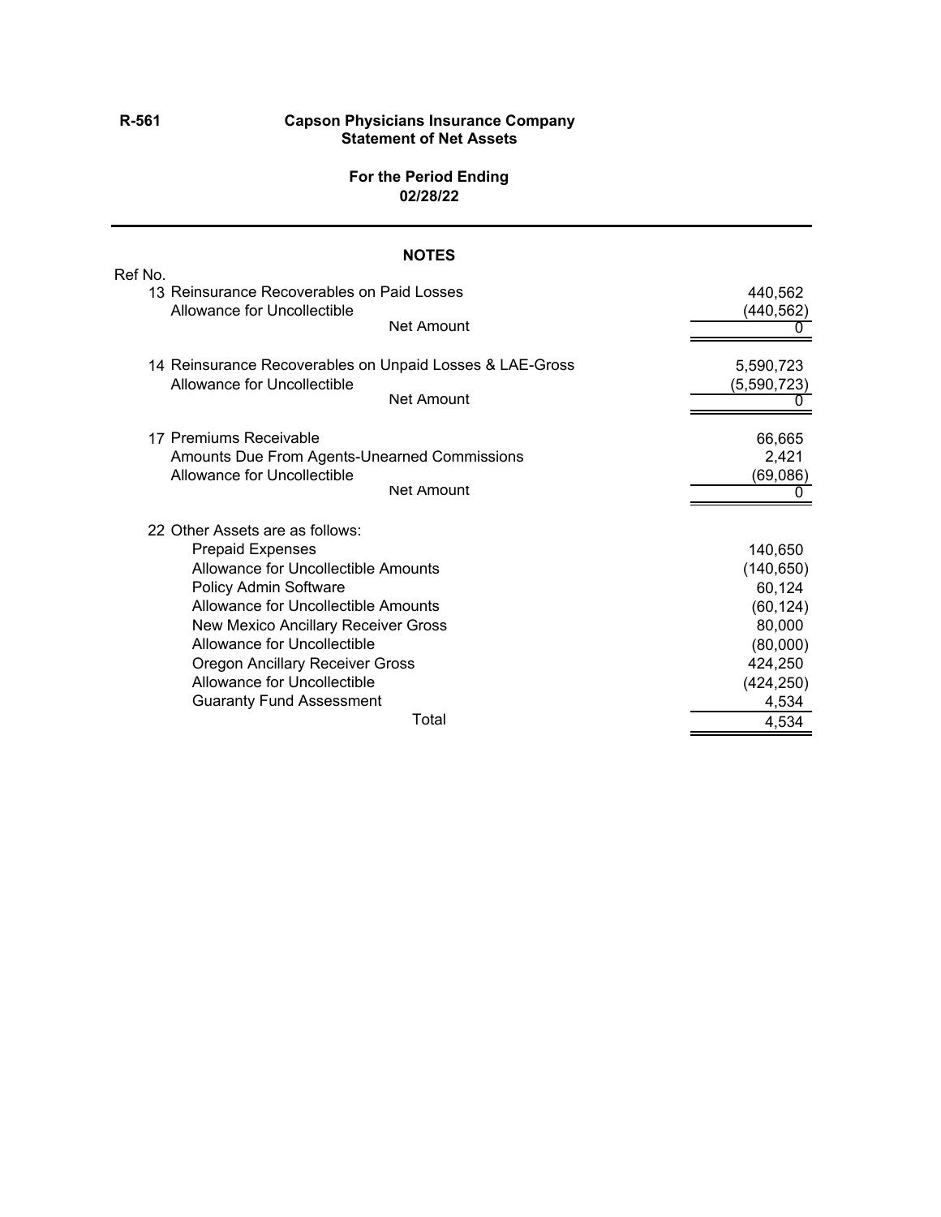R-561

**Capson Physicians Insurance Company**
**Statement of Net Assets**

**For the Period Ending**
**02/28/22**

## NOTES

| Ref No. | | |
|---|---|---|
| 13 | Reinsurance Recoverables on Paid Losses | 440,562 |
| | Allowance for Uncollectible | (440,562) |
| | Net Amount | 0 |
| 14 | Reinsurance Recoverables on Unpaid Losses & LAE-Gross | 5,590,723 |
| | Allowance for Uncollectible | (5,590,723) |
| | Net Amount | 0 |
| 17 | Premiums Receivable | 66,665 |
| | Amounts Due From Agents-Unearned Commissions | 2,421 |
| | Allowance for Uncollectible | (69,086) |
| | Net Amount | 0 |
| 22 | Other Assets are as follows: | |
| | Prepaid Expenses | 140,650 |
| | Allowance for Uncollectible Amounts | (140,650) |
| | Policy Admin Software | 60,124 |
| | Allowance for Uncollectible Amounts | (60,124) |
| | New Mexico Ancillary Receiver Gross | 80,000 |
| | Allowance for Uncollectible | (80,000) |
| | Oregon Ancillary Receiver Gross | 424,250 |
| | Allowance for Uncollectible | (424,250) |
| | Guaranty Fund Assessment | 4,534 |
| | Total | 4,534 |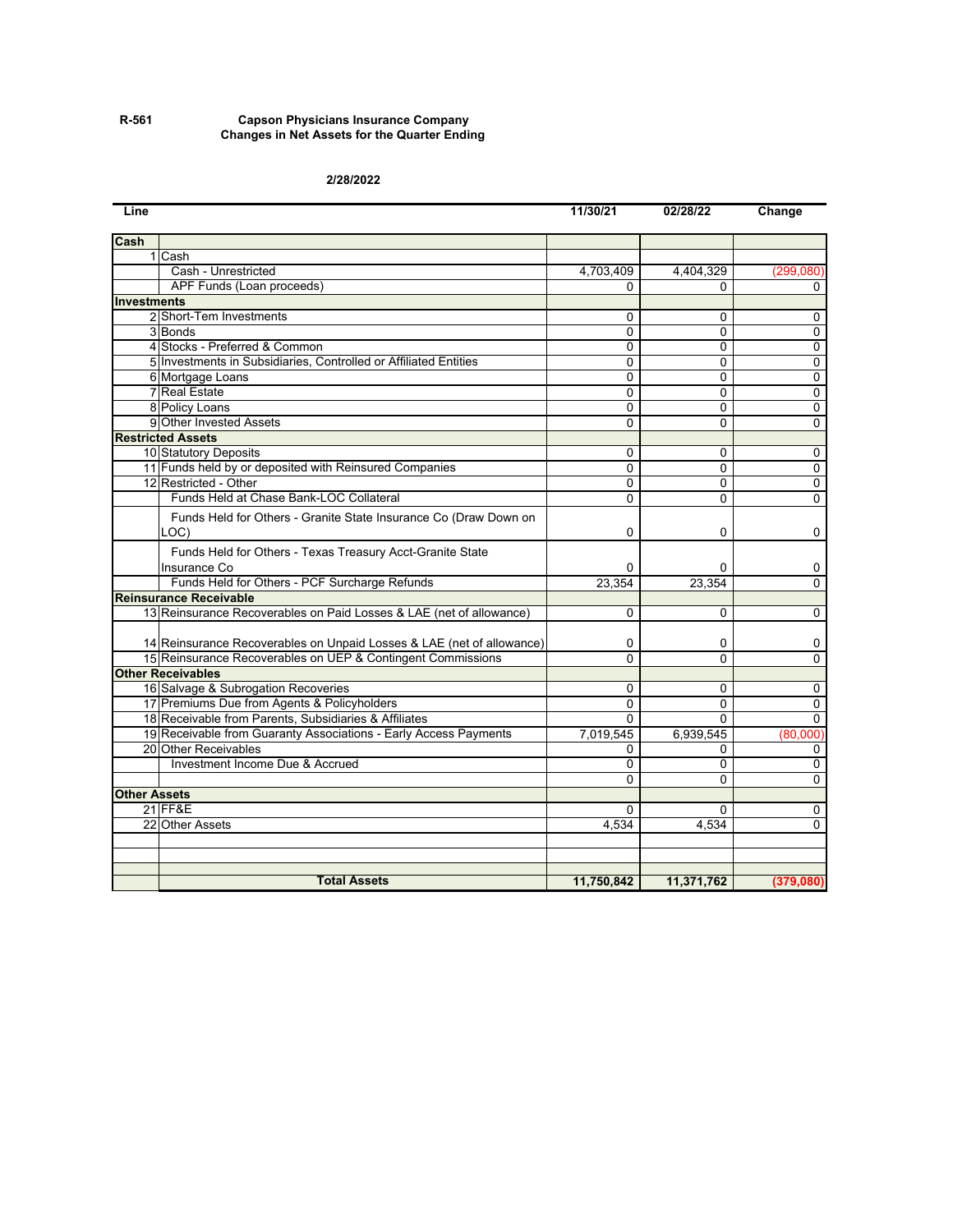R-561

**Capson Physicians Insurance Company**
**Changes in Net Assets for the Quarter Ending**

**2/28/2022**

| Line | | 11/30/21 | 02/28/22 | Change |
|---|---|---|---|---|
| **Cash** | | | | |
| 1 | Cash | | | |
| | Cash - Unrestricted | 4,703,409 | 4,404,329 | (299,080) |
| | APF Funds (Loan proceeds) | 0 | 0 | 0 |
| **Investments** | | | | |
| 2 | Short-Tem Investments | 0 | 0 | 0 |
| 3 | Bonds | 0 | 0 | 0 |
| 4 | Stocks - Preferred & Common | 0 | 0 | 0 |
| 5 | Investments in Subsidiaries, Controlled or Affiliated Entities | 0 | 0 | 0 |
| 6 | Mortgage Loans | 0 | 0 | 0 |
| 7 | Real Estate | 0 | 0 | 0 |
| 8 | Policy Loans | 0 | 0 | 0 |
| 9 | Other Invested Assets | 0 | 0 | 0 |
| **Restricted Assets** | | | | |
| 10 | Statutory Deposits | 0 | 0 | 0 |
| 11 | Funds held by or deposited with Reinsured Companies | 0 | 0 | 0 |
| 12 | Restricted - Other | 0 | 0 | 0 |
| | Funds Held at Chase Bank-LOC Collateral | 0 | 0 | 0 |
| | Funds Held for Others - Granite State Insurance Co (Draw Down on LOC) | 0 | 0 | 0 |
| | Funds Held for Others - Texas Treasury Acct-Granite State Insurance Co | 0 | 0 | 0 |
| | Funds Held for Others - PCF Surcharge Refunds | 23,354 | 23,354 | 0 |
| **Reinsurance Receivable** | | | | |
| 13 | Reinsurance Recoverables on Paid Losses & LAE (net of allowance) | 0 | 0 | 0 |
| 14 | Reinsurance Recoverables on Unpaid Losses & LAE (net of allowance) | 0 | 0 | 0 |
| 15 | Reinsurance Recoverables on UEP & Contingent Commissions | 0 | 0 | 0 |
| **Other Receivables** | | | | |
| 16 | Salvage & Subrogation Recoveries | 0 | 0 | 0 |
| 17 | Premiums Due from Agents & Policyholders | 0 | 0 | 0 |
| 18 | Receivable from Parents, Subsidiaries & Affiliates | 0 | 0 | 0 |
| 19 | Receivable from Guaranty Associations - Early Access Payments | 7,019,545 | 6,939,545 | (80,000) |
| 20 | Other Receivables | 0 | 0 | 0 |
| | Investment Income Due & Accrued | 0 | 0 | 0 |
| | | 0 | 0 | 0 |
| **Other Assets** | | | | |
| 21 | FF&E | 0 | 0 | 0 |
| 22 | Other Assets | 4,534 | 4,534 | 0 |
| | | | | |
| | | | | |
| | | | | |
| | **Total Assets** | **11,750,842** | **11,371,762** | **(379,080)** |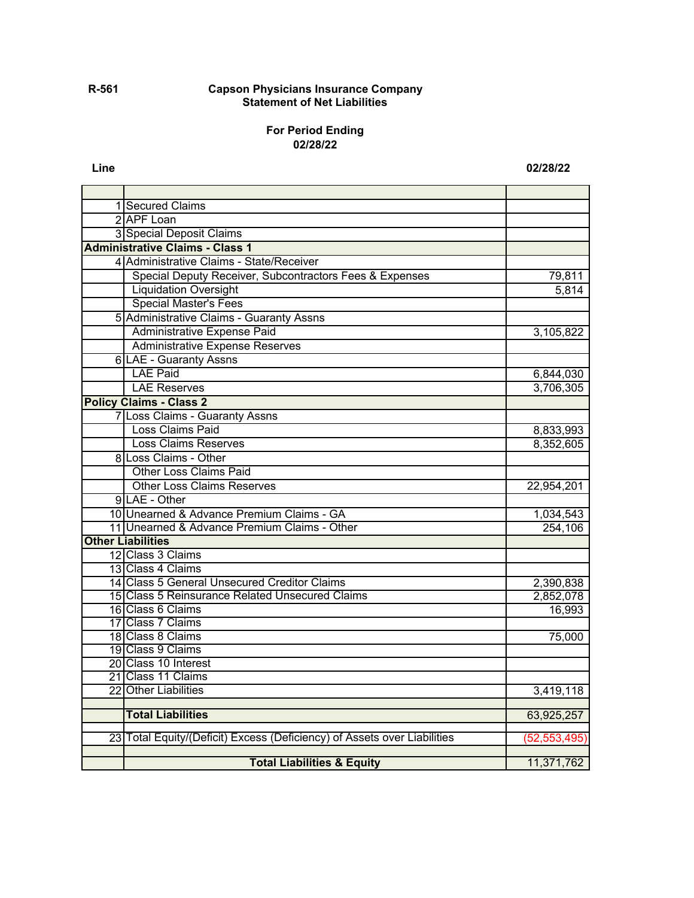R-561

# Capson Physicians Insurance Company
## Statement of Net Liabilities

**For Period Ending**
**02/28/22**

| Line | | 02/28/22 |
|---|---|---|
| 1 | Secured Claims | |
| 2 | APF Loan | |
| 3 | Special Deposit Claims | |
| **Administrative Claims - Class 1** | | |
| 4 | Administrative Claims - State/Receiver | |
| | Special Deputy Receiver, Subcontractors Fees & Expenses | 79,811 |
| | Liquidation Oversight | 5,814 |
| | Special Master's Fees | |
| 5 | Administrative Claims - Guaranty Assns | |
| | Administrative Expense Paid | 3,105,822 |
| | Administrative Expense Reserves | |
| 6 | LAE - Guaranty Assns | |
| | LAE Paid | 6,844,030 |
| | LAE Reserves | 3,706,305 |
| **Policy Claims - Class 2** | | |
| 7 | Loss Claims - Guaranty Assns | |
| | Loss Claims Paid | 8,833,993 |
| | Loss Claims Reserves | 8,352,605 |
| 8 | Loss Claims - Other | |
| | Other Loss Claims Paid | |
| | Other Loss Claims Reserves | 22,954,201 |
| 9 | LAE - Other | |
| 10 | Unearned & Advance Premium Claims - GA | 1,034,543 |
| 11 | Unearned & Advance Premium Claims - Other | 254,106 |
| **Other Liabilities** | | |
| 12 | Class 3 Claims | |
| 13 | Class 4 Claims | |
| 14 | Class 5 General Unsecured Creditor Claims | 2,390,838 |
| 15 | Class 5 Reinsurance Related Unsecured Claims | 2,852,078 |
| 16 | Class 6 Claims | 16,993 |
| 17 | Class 7 Claims | |
| 18 | Class 8 Claims | 75,000 |
| 19 | Class 9 Claims | |
| 20 | Class 10 Interest | |
| 21 | Class 11 Claims | |
| 22 | Other Liabilities | 3,419,118 |
| | | |
| | **Total Liabilities** | 63,925,257 |
| | | |
| 23 | Total Equity/(Deficit) Excess (Deficiency) of Assets over Liabilities | (52,553,495) |
| | | |
| | **Total Liabilities & Equity** | 11,371,762 |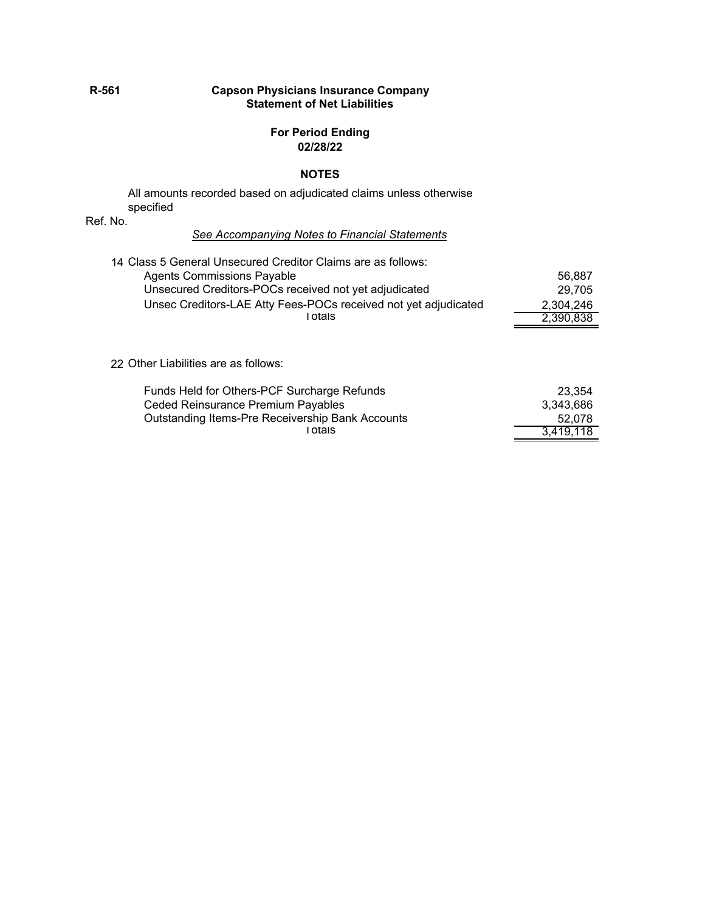**R-561**

## Capson Physicians Insurance Company
## Statement of Net Liabilities

**For Period Ending**
**02/28/22**

### NOTES

All amounts recorded based on adjudicated claims unless otherwise specified

Ref. No.

*See Accompanying Notes to Financial Statements*

14 Class 5 General Unsecured Creditor Claims are as follows:

| | |
|---|---|
| Agents Commissions Payable | 56,887 |
| Unsecured Creditors-POCs received not yet adjudicated | 29,705 |
| Unsec Creditors-LAE Atty Fees-POCs received not yet adjudicated | 2,304,246 |
| Totals | 2,390,838 |

22 Other Liabilities are as follows:

| | |
|---|---|
| Funds Held for Others-PCF Surcharge Refunds | 23,354 |
| Ceded Reinsurance Premium Payables | 3,343,686 |
| Outstanding Items-Pre Receivership Bank Accounts | 52,078 |
| Totals | 3,419,118 |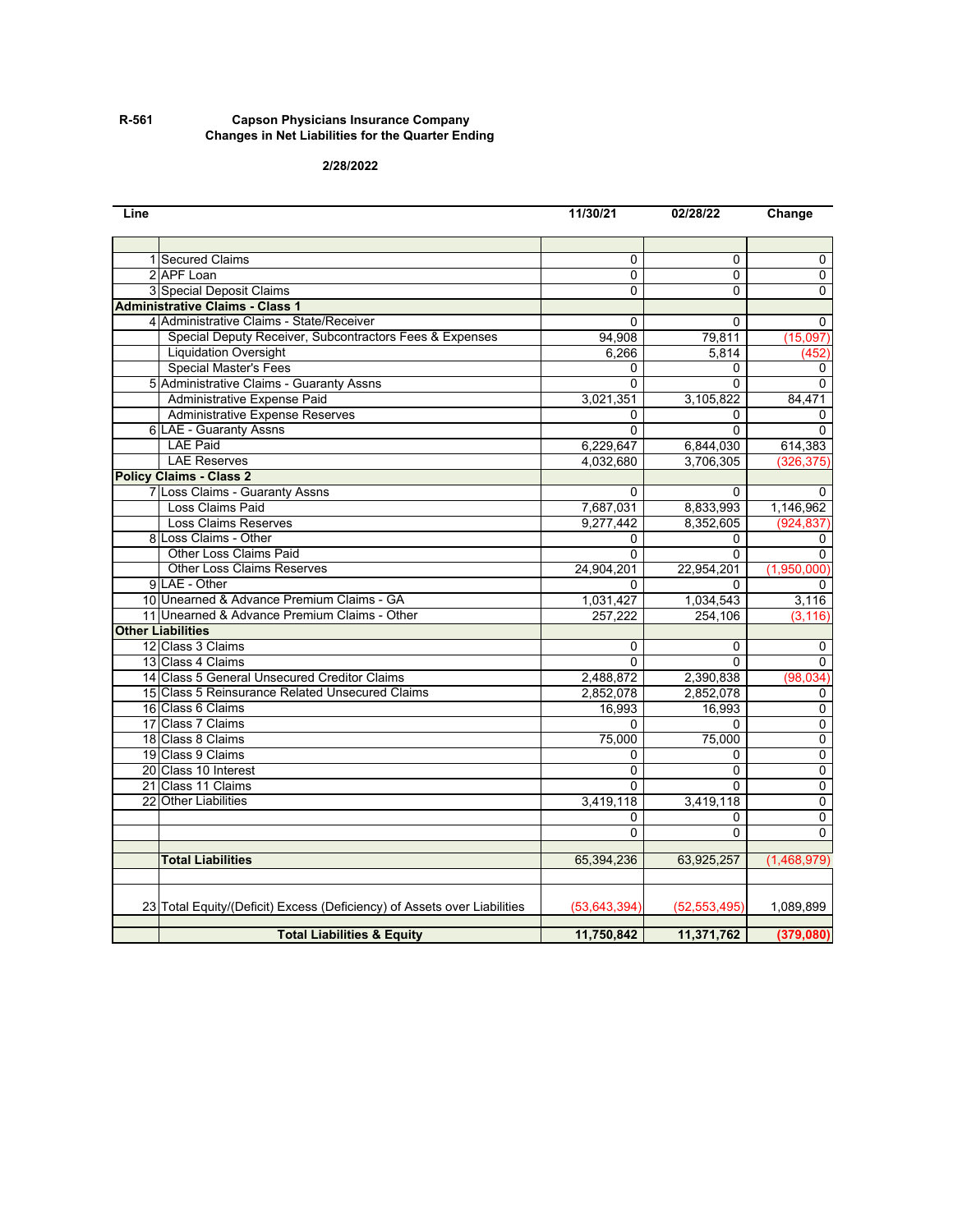R-561

**Capson Physicians Insurance Company**
**Changes in Net Liabilities for the Quarter Ending**

**2/28/2022**

| Line | | 11/30/21 | 02/28/22 | Change |
|---|---|---|---|---|
| | | | | |
| 1 | Secured Claims | 0 | 0 | 0 |
| 2 | APF Loan | 0 | 0 | 0 |
| 3 | Special Deposit Claims | 0 | 0 | 0 |
| **Administrative Claims - Class 1** | | | | |
| 4 | Administrative Claims - State/Receiver | 0 | 0 | 0 |
| | Special Deputy Receiver, Subcontractors Fees & Expenses | 94,908 | 79,811 | (15,097) |
| | Liquidation Oversight | 6,266 | 5,814 | (452) |
| | Special Master's Fees | 0 | 0 | 0 |
| 5 | Administrative Claims - Guaranty Assns | 0 | 0 | 0 |
| | Administrative Expense Paid | 3,021,351 | 3,105,822 | 84,471 |
| | Administrative Expense Reserves | 0 | 0 | 0 |
| 6 | LAE - Guaranty Assns | 0 | 0 | 0 |
| | LAE Paid | 6,229,647 | 6,844,030 | 614,383 |
| | LAE Reserves | 4,032,680 | 3,706,305 | (326,375) |
| **Policy Claims - Class 2** | | | | |
| 7 | Loss Claims - Guaranty Assns | 0 | 0 | 0 |
| | Loss Claims Paid | 7,687,031 | 8,833,993 | 1,146,962 |
| | Loss Claims Reserves | 9,277,442 | 8,352,605 | (924,837) |
| 8 | Loss Claims - Other | 0 | 0 | 0 |
| | Other Loss Claims Paid | 0 | 0 | 0 |
| | Other Loss Claims Reserves | 24,904,201 | 22,954,201 | (1,950,000) |
| 9 | LAE - Other | 0 | 0 | 0 |
| 10 | Unearned & Advance Premium Claims - GA | 1,031,427 | 1,034,543 | 3,116 |
| 11 | Unearned & Advance Premium Claims - Other | 257,222 | 254,106 | (3,116) |
| **Other Liabilities** | | | | |
| 12 | Class 3 Claims | 0 | 0 | 0 |
| 13 | Class 4 Claims | 0 | 0 | 0 |
| 14 | Class 5 General Unsecured Creditor Claims | 2,488,872 | 2,390,838 | (98,034) |
| 15 | Class 5 Reinsurance Related Unsecured Claims | 2,852,078 | 2,852,078 | 0 |
| 16 | Class 6 Claims | 16,993 | 16,993 | 0 |
| 17 | Class 7 Claims | 0 | 0 | 0 |
| 18 | Class 8 Claims | 75,000 | 75,000 | 0 |
| 19 | Class 9 Claims | 0 | 0 | 0 |
| 20 | Class 10 Interest | 0 | 0 | 0 |
| 21 | Class 11 Claims | 0 | 0 | 0 |
| 22 | Other Liabilities | 3,419,118 | 3,419,118 | 0 |
| | | 0 | 0 | 0 |
| | | 0 | 0 | 0 |
| | | | | |
| | **Total Liabilities** | 65,394,236 | 63,925,257 | (1,468,979) |
| | | | | |
| 23 | Total Equity/(Deficit) Excess (Deficiency) of Assets over Liabilities | (53,643,394) | (52,553,495) | 1,089,899 |
| | | | | |
| | **Total Liabilities & Equity** | **11,750,842** | **11,371,762** | **(379,080)** |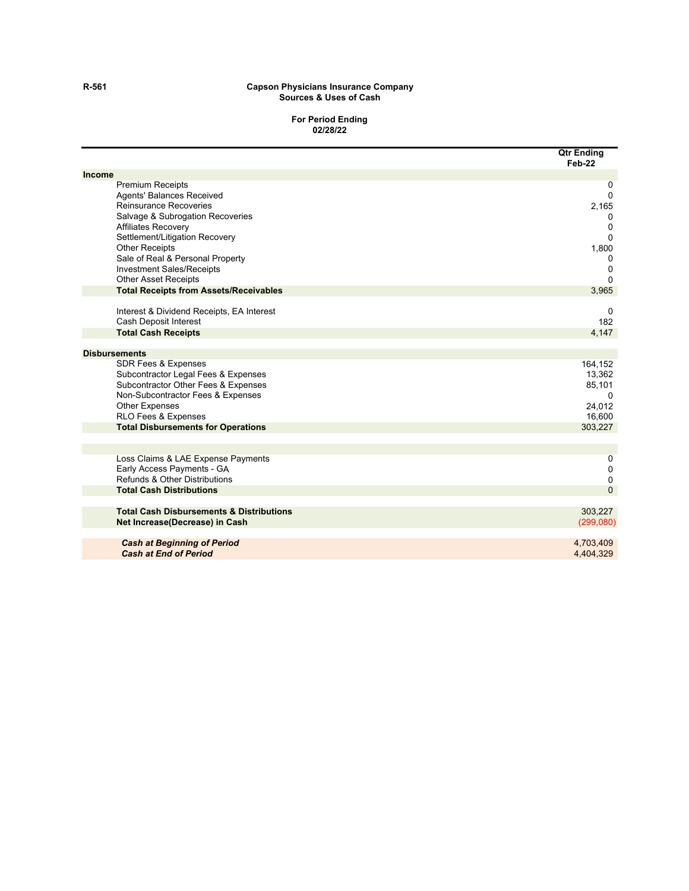R-561

**Capson Physicians Insurance Company**
**Sources & Uses of Cash**

**For Period Ending**
**02/28/22**

| | Qtr Ending Feb-22 |
|---|---|
| **Income** | |
| Premium Receipts | 0 |
| Agents' Balances Received | 0 |
| Reinsurance Recoveries | 2,165 |
| Salvage & Subrogation Recoveries | 0 |
| Affiliates Recovery | 0 |
| Settlement/Litigation Recovery | 0 |
| Other Receipts | 1,800 |
| Sale of Real & Personal Property | 0 |
| Investment Sales/Receipts | 0 |
| Other Asset Receipts | 0 |
| **Total Receipts from Assets/Receivables** | 3,965 |
| | |
| Interest & Dividend Receipts, EA Interest | 0 |
| Cash Deposit Interest | 182 |
| **Total Cash Receipts** | 4,147 |
| | |
| **Disbursements** | |
| SDR Fees & Expenses | 164,152 |
| Subcontractor Legal Fees & Expenses | 13,362 |
| Subcontractor Other Fees & Expenses | 85,101 |
| Non-Subcontractor Fees & Expenses | 0 |
| Other Expenses | 24,012 |
| RLO Fees & Expenses | 16,600 |
| **Total Disbursements for Operations** | 303,227 |
| | |
| Loss Claims & LAE Expense Payments | 0 |
| Early Access Payments - GA | 0 |
| Refunds & Other Distributions | 0 |
| **Total Cash Distributions** | 0 |
| | |
| **Total Cash Disbursements & Distributions** | 303,227 |
| **Net Increase(Decrease) in Cash** | (299,080) |
| | |
| ***Cash at Beginning of Period*** | 4,703,409 |
| ***Cash at End of Period*** | 4,404,329 |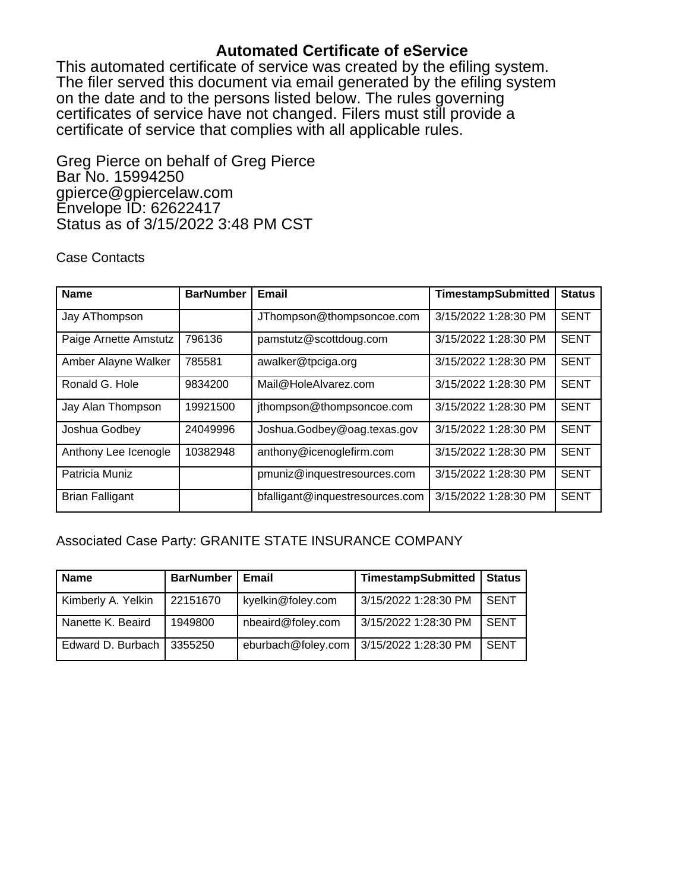# Automated Certificate of eService

This automated certificate of service was created by the efiling system. The filer served this document via email generated by the efiling system on the date and to the persons listed below. The rules governing certificates of service have not changed. Filers must still provide a certificate of service that complies with all applicable rules.

Greg Pierce on behalf of Greg Pierce
Bar No. 15994250
gpierce@gpiercelaw.com
Envelope ID: 62622417
Status as of 3/15/2022 3:48 PM CST

Case Contacts

| Name | BarNumber | Email | TimestampSubmitted | Status |
|---|---|---|---|---|
| Jay AThompson | | JThompson@thompsoncoe.com | 3/15/2022 1:28:30 PM | SENT |
| Paige Arnette Amstutz | 796136 | pamstutz@scottdoug.com | 3/15/2022 1:28:30 PM | SENT |
| Amber Alayne Walker | 785581 | awalker@tpciga.org | 3/15/2022 1:28:30 PM | SENT |
| Ronald G. Hole | 9834200 | Mail@HoleAlvarez.com | 3/15/2022 1:28:30 PM | SENT |
| Jay Alan Thompson | 19921500 | jthompson@thompsoncoe.com | 3/15/2022 1:28:30 PM | SENT |
| Joshua Godbey | 24049996 | Joshua.Godbey@oag.texas.gov | 3/15/2022 1:28:30 PM | SENT |
| Anthony Lee Icenogle | 10382948 | anthony@icenoglefirm.com | 3/15/2022 1:28:30 PM | SENT |
| Patricia Muniz | | pmuniz@inquestresources.com | 3/15/2022 1:28:30 PM | SENT |
| Brian Falligant | | bfalligant@inquestresources.com | 3/15/2022 1:28:30 PM | SENT |

Associated Case Party: GRANITE STATE INSURANCE COMPANY

| Name | BarNumber | Email | TimestampSubmitted | Status |
|---|---|---|---|---|
| Kimberly A. Yelkin | 22151670 | kyelkin@foley.com | 3/15/2022 1:28:30 PM | SENT |
| Nanette K. Beaird | 1949800 | nbeaird@foley.com | 3/15/2022 1:28:30 PM | SENT |
| Edward D. Burbach | 3355250 | eburbach@foley.com | 3/15/2022 1:28:30 PM | SENT |